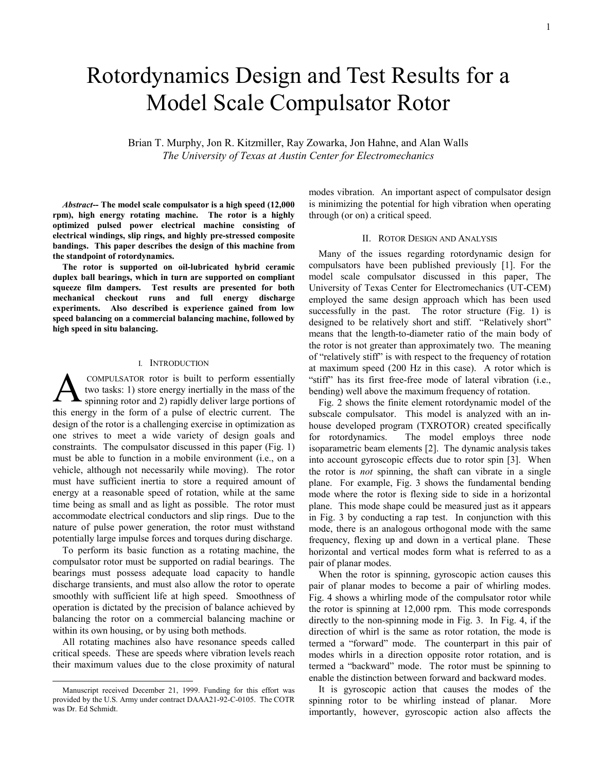# Rotordynamics Design and Test Results for a Model Scale Compulsator Rotor

Brian T. Murphy, Jon R. Kitzmiller, Ray Zowarka, Jon Hahne, and Alan Walls

*The University of Texas at Austin Center for Electromechanics*

***Abstract*-- The model scale compulsator is a high speed (12,000 rpm), high energy rotating machine. The rotor is a highly optimized pulsed power electrical machine consisting of electrical windings, slip rings, and highly pre-stressed composite bandings. This paper describes the design of this machine from the standpoint of rotordynamics.**

**The rotor is supported on oil-lubricated hybrid ceramic duplex ball bearings, which in turn are supported on compliant squeeze film dampers. Test results are presented for both mechanical checkout runs and full energy discharge experiments. Also described is experience gained from low speed balancing on a commercial balancing machine, followed by high speed in situ balancing.**

## I. Introduction

A compulsator rotor is built to perform essentially two tasks: 1) store energy inertially in the mass of the spinning rotor and 2) rapidly deliver large portions of this energy in the form of a pulse of electric current. The design of the rotor is a challenging exercise in optimization as one strives to meet a wide variety of design goals and constraints. The compulsator discussed in this paper (Fig. 1) must be able to function in a mobile environment (i.e., on a vehicle, although not necessarily while moving). The rotor must have sufficient inertia to store a required amount of energy at a reasonable speed of rotation, while at the same time being as small and as light as possible. The rotor must accommodate electrical conductors and slip rings. Due to the nature of pulse power generation, the rotor must withstand potentially large impulse forces and torques during discharge.

To perform its basic function as a rotating machine, the compulsator rotor must be supported on radial bearings. The bearings must possess adequate load capacity to handle discharge transients, and must also allow the rotor to operate smoothly with sufficient life at high speed. Smoothness of operation is dictated by the precision of balance achieved by balancing the rotor on a commercial balancing machine or within its own housing, or by using both methods.

All rotating machines also have resonance speeds called critical speeds. These are speeds where vibration levels reach their maximum values due to the close proximity of natural modes vibration. An important aspect of compulsator design is minimizing the potential for high vibration when operating through (or on) a critical speed.

Manuscript received December 21, 1999. Funding for this effort was provided by the U.S. Army under contract DAAA21-92-C-0105. The COTR was Dr. Ed Schmidt.

## II. Rotor Design and Analysis

Many of the issues regarding rotordynamic design for compulsators have been published previously [1]. For the model scale compulsator discussed in this paper, The University of Texas Center for Electromechanics (UT-CEM) employed the same design approach which has been used successfully in the past. The rotor structure (Fig. 1) is designed to be relatively short and stiff. "Relatively short" means that the length-to-diameter ratio of the main body of the rotor is not greater than approximately two. The meaning of "relatively stiff" is with respect to the frequency of rotation at maximum speed (200 Hz in this case). A rotor which is "stiff" has its first free-free mode of lateral vibration (i.e., bending) well above the maximum frequency of rotation.

Fig. 2 shows the finite element rotordynamic model of the subscale compulsator. This model is analyzed with an in-house developed program (TXROTOR) created specifically for rotordynamics. The model employs three node isoparametric beam elements [2]. The dynamic analysis takes into account gyroscopic effects due to rotor spin [3]. When the rotor is *not* spinning, the shaft can vibrate in a single plane. For example, Fig. 3 shows the fundamental bending mode where the rotor is flexing side to side in a horizontal plane. This mode shape could be measured just as it appears in Fig. 3 by conducting a rap test. In conjunction with this mode, there is an analogous orthogonal mode with the same frequency, flexing up and down in a vertical plane. These horizontal and vertical modes form what is referred to as a pair of planar modes.

When the rotor is spinning, gyroscopic action causes this pair of planar modes to become a pair of whirling modes. Fig. 4 shows a whirling mode of the compulsator rotor while the rotor is spinning at 12,000 rpm. This mode corresponds directly to the non-spinning mode in Fig. 3. In Fig. 4, if the direction of whirl is the same as rotor rotation, the mode is termed a "forward" mode. The counterpart in this pair of modes whirls in a direction opposite rotor rotation, and is termed a "backward" mode. The rotor must be spinning to enable the distinction between forward and backward modes.

It is gyroscopic action that causes the modes of the spinning rotor to be whirling instead of planar. More importantly, however, gyroscopic action also affects the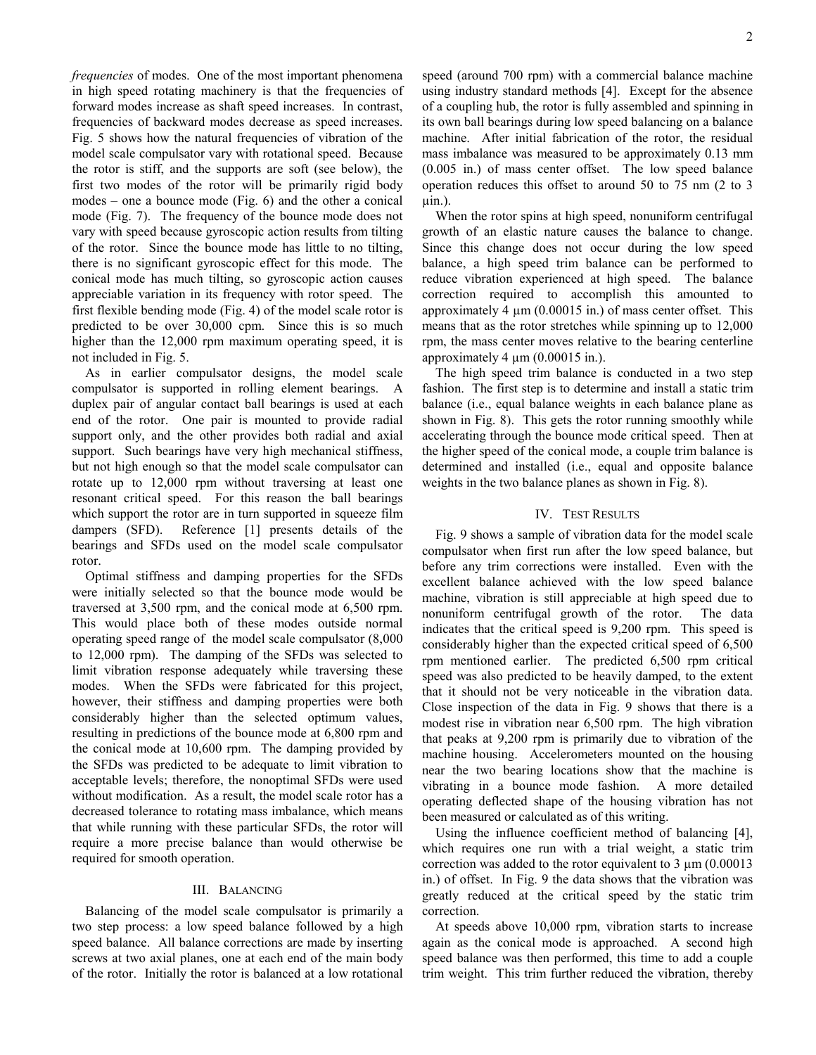*frequencies* of modes. One of the most important phenomena in high speed rotating machinery is that the frequencies of forward modes increase as shaft speed increases. In contrast, frequencies of backward modes decrease as speed increases. Fig. 5 shows how the natural frequencies of vibration of the model scale compulsator vary with rotational speed. Because the rotor is stiff, and the supports are soft (see below), the first two modes of the rotor will be primarily rigid body modes – one a bounce mode (Fig. 6) and the other a conical mode (Fig. 7). The frequency of the bounce mode does not vary with speed because gyroscopic action results from tilting of the rotor. Since the bounce mode has little to no tilting, there is no significant gyroscopic effect for this mode. The conical mode has much tilting, so gyroscopic action causes appreciable variation in its frequency with rotor speed. The first flexible bending mode (Fig. 4) of the model scale rotor is predicted to be over 30,000 cpm. Since this is so much higher than the 12,000 rpm maximum operating speed, it is not included in Fig. 5.

As in earlier compulsator designs, the model scale compulsator is supported in rolling element bearings. A duplex pair of angular contact ball bearings is used at each end of the rotor. One pair is mounted to provide radial support only, and the other provides both radial and axial support. Such bearings have very high mechanical stiffness, but not high enough so that the model scale compulsator can rotate up to 12,000 rpm without traversing at least one resonant critical speed. For this reason the ball bearings which support the rotor are in turn supported in squeeze film dampers (SFD). Reference [1] presents details of the bearings and SFDs used on the model scale compulsator rotor.

Optimal stiffness and damping properties for the SFDs were initially selected so that the bounce mode would be traversed at 3,500 rpm, and the conical mode at 6,500 rpm. This would place both of these modes outside normal operating speed range of the model scale compulsator (8,000 to 12,000 rpm). The damping of the SFDs was selected to limit vibration response adequately while traversing these modes. When the SFDs were fabricated for this project, however, their stiffness and damping properties were both considerably higher than the selected optimum values, resulting in predictions of the bounce mode at 6,800 rpm and the conical mode at 10,600 rpm. The damping provided by the SFDs was predicted to be adequate to limit vibration to acceptable levels; therefore, the nonoptimal SFDs were used without modification. As a result, the model scale rotor has a decreased tolerance to rotating mass imbalance, which means that while running with these particular SFDs, the rotor will require a more precise balance than would otherwise be required for smooth operation.

## III. Balancing

Balancing of the model scale compulsator is primarily a two step process: a low speed balance followed by a high speed balance. All balance corrections are made by inserting screws at two axial planes, one at each end of the main body of the rotor. Initially the rotor is balanced at a low rotational speed (around 700 rpm) with a commercial balance machine using industry standard methods [4]. Except for the absence of a coupling hub, the rotor is fully assembled and spinning in its own ball bearings during low speed balancing on a balance machine. After initial fabrication of the rotor, the residual mass imbalance was measured to be approximately 0.13 mm (0.005 in.) of mass center offset. The low speed balance operation reduces this offset to around 50 to 75 nm (2 to 3 μin.).

When the rotor spins at high speed, nonuniform centrifugal growth of an elastic nature causes the balance to change. Since this change does not occur during the low speed balance, a high speed trim balance can be performed to reduce vibration experienced at high speed. The balance correction required to accomplish this amounted to approximately 4 μm (0.00015 in.) of mass center offset. This means that as the rotor stretches while spinning up to 12,000 rpm, the mass center moves relative to the bearing centerline approximately 4 μm (0.00015 in.).

The high speed trim balance is conducted in a two step fashion. The first step is to determine and install a static trim balance (i.e., equal balance weights in each balance plane as shown in Fig. 8). This gets the rotor running smoothly while accelerating through the bounce mode critical speed. Then at the higher speed of the conical mode, a couple trim balance is determined and installed (i.e., equal and opposite balance weights in the two balance planes as shown in Fig. 8).

## IV. Test Results

Fig. 9 shows a sample of vibration data for the model scale compulsator when first run after the low speed balance, but before any trim corrections were installed. Even with the excellent balance achieved with the low speed balance machine, vibration is still appreciable at high speed due to nonuniform centrifugal growth of the rotor. The data indicates that the critical speed is 9,200 rpm. This speed is considerably higher than the expected critical speed of 6,500 rpm mentioned earlier. The predicted 6,500 rpm critical speed was also predicted to be heavily damped, to the extent that it should not be very noticeable in the vibration data. Close inspection of the data in Fig. 9 shows that there is a modest rise in vibration near 6,500 rpm. The high vibration that peaks at 9,200 rpm is primarily due to vibration of the machine housing. Accelerometers mounted on the housing near the two bearing locations show that the machine is vibrating in a bounce mode fashion. A more detailed operating deflected shape of the housing vibration has not been measured or calculated as of this writing.

Using the influence coefficient method of balancing [4], which requires one run with a trial weight, a static trim correction was added to the rotor equivalent to 3 μm (0.00013 in.) of offset. In Fig. 9 the data shows that the vibration was greatly reduced at the critical speed by the static trim correction.

At speeds above 10,000 rpm, vibration starts to increase again as the conical mode is approached. A second high speed balance was then performed, this time to add a couple trim weight. This trim further reduced the vibration, thereby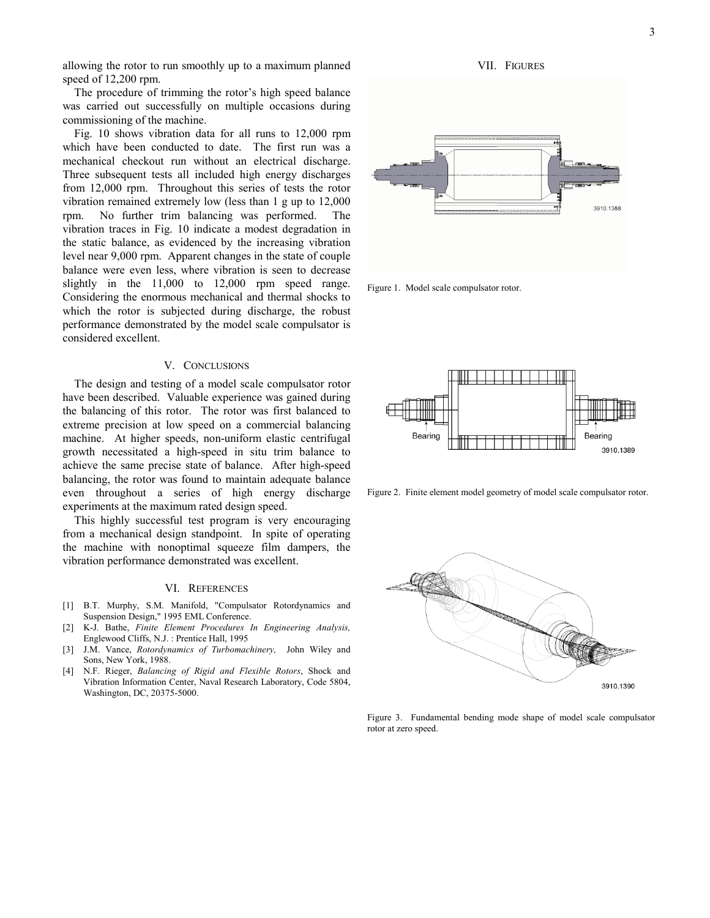allowing the rotor to run smoothly up to a maximum planned speed of 12,200 rpm.

The procedure of trimming the rotor's high speed balance was carried out successfully on multiple occasions during commissioning of the machine.

Fig. 10 shows vibration data for all runs to 12,000 rpm which have been conducted to date. The first run was a mechanical checkout run without an electrical discharge. Three subsequent tests all included high energy discharges from 12,000 rpm. Throughout this series of tests the rotor vibration remained extremely low (less than 1 g up to 12,000 rpm. No further trim balancing was performed. The vibration traces in Fig. 10 indicate a modest degradation in the static balance, as evidenced by the increasing vibration level near 9,000 rpm. Apparent changes in the state of couple balance were even less, where vibration is seen to decrease slightly in the 11,000 to 12,000 rpm speed range. Considering the enormous mechanical and thermal shocks to which the rotor is subjected during discharge, the robust performance demonstrated by the model scale compulsator is considered excellent.

## V. Conclusions

The design and testing of a model scale compulsator rotor have been described. Valuable experience was gained during the balancing of this rotor. The rotor was first balanced to extreme precision at low speed on a commercial balancing machine. At higher speeds, non-uniform elastic centrifugal growth necessitated a high-speed in situ trim balance to achieve the same precise state of balance. After high-speed balancing, the rotor was found to maintain adequate balance even throughout a series of high energy discharge experiments at the maximum rated design speed.

This highly successful test program is very encouraging from a mechanical design standpoint. In spite of operating the machine with nonoptimal squeeze film dampers, the vibration performance demonstrated was excellent.

## VI. References

- [1] B.T. Murphy, S.M. Manifold, "Compulsator Rotordynamics and Suspension Design," 1995 EML Conference.
- [2] K-J. Bathe, *Finite Element Procedures In Engineering Analysis,* Englewood Cliffs, N.J. : Prentice Hall, 1995
- [3] J.M. Vance, *Rotordynamics of Turbomachinery,* John Wiley and Sons, New York, 1988.
- [4] N.F. Rieger, *Balancing of Rigid and Flexible Rotors*, Shock and Vibration Information Center, Naval Research Laboratory, Code 5804, Washington, DC, 20375-5000.

## VII. Figures

Figure 1. Model scale compulsator rotor.

Figure 2. Finite element model geometry of model scale compulsator rotor.

Figure 3. Fundamental bending mode shape of model scale compulsator rotor at zero speed.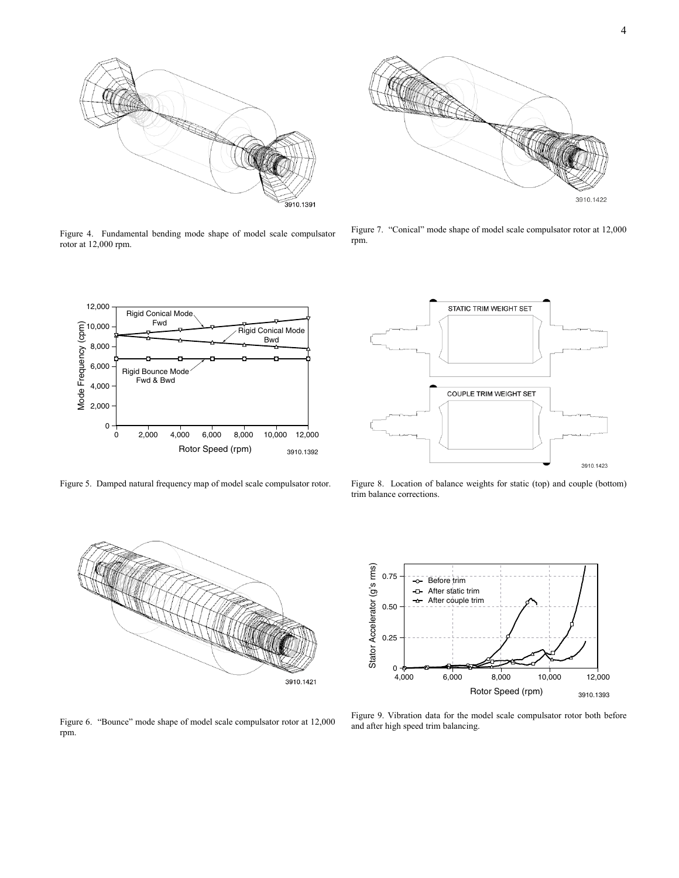Figure 4. Fundamental bending mode shape of model scale compulsator rotor at 12,000 rpm.

Figure 7. "Conical" mode shape of model scale compulsator rotor at 12,000 rpm.

Figure 5. Damped natural frequency map of model scale compulsator rotor.

Figure 8. Location of balance weights for static (top) and couple (bottom) trim balance corrections.

Figure 6. "Bounce" mode shape of model scale compulsator rotor at 12,000 rpm.

Figure 9. Vibration data for the model scale compulsator rotor both before and after high speed trim balancing.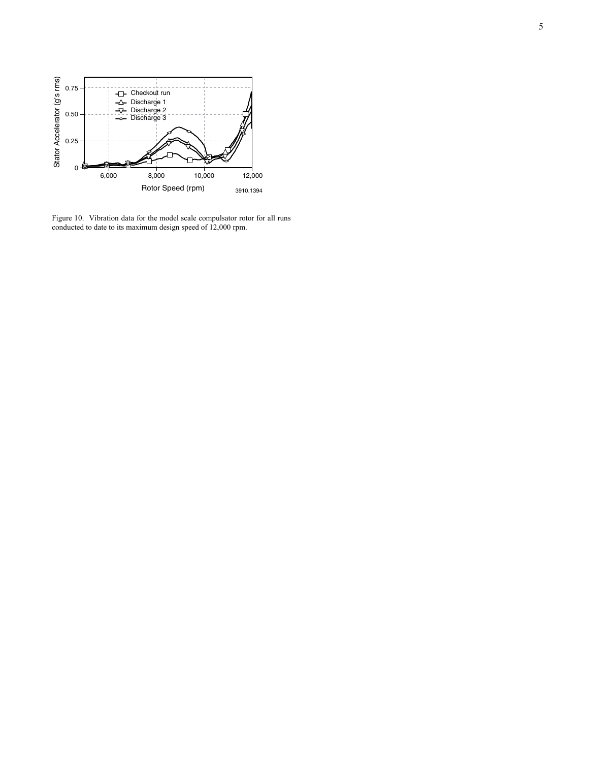Stator Accelerator (g's rms)

0.75

0.50

0.25

0

Checkout run

Discharge 1

Discharge 2

Discharge 3

6,000

8,000

10,000

12,000

Rotor Speed (rpm)

3910.1394

Figure 10. Vibration data for the model scale compulsator rotor for all runs conducted to date to its maximum design speed of 12,000 rpm.